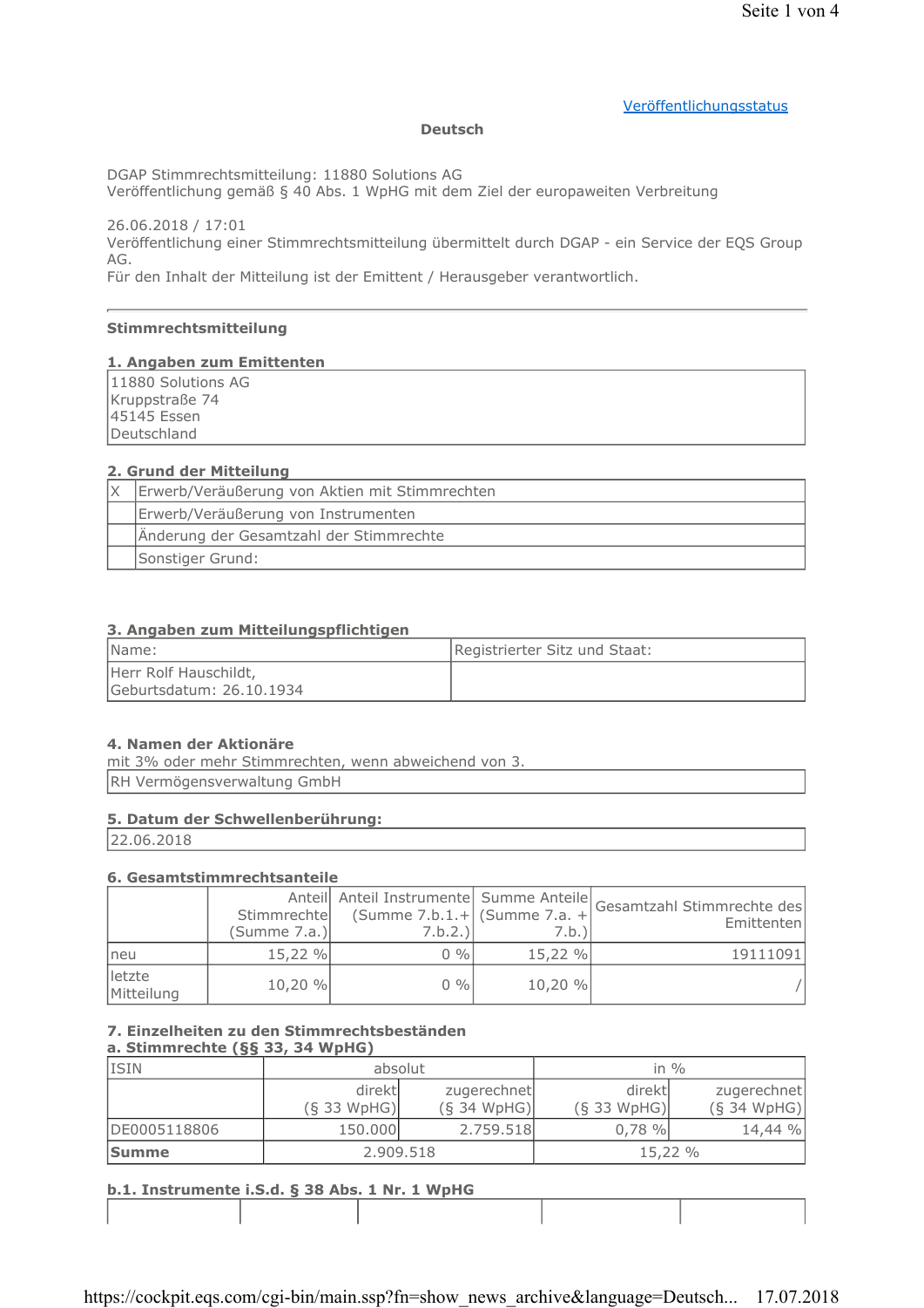Veröffentlichungsstatus

**Deutsch**

DGAP Stimmrechtsmitteilung: 11880 Solutions AG
Veröffentlichung gemäß § 40 Abs. 1 WpHG mit dem Ziel der europaweiten Verbreitung

26.06.2018 / 17:01
Veröffentlichung einer Stimmrechtsmitteilung übermittelt durch DGAP - ein Service der EQS Group AG.
Für den Inhalt der Mitteilung ist der Emittent / Herausgeber verantwortlich.

---

**Stimmrechtsmitteilung**

**1. Angaben zum Emittenten**

| |
|---|
| 11880 Solutions AG<br>Kruppstraße 74<br>45145 Essen<br>Deutschland |

**2. Grund der Mitteilung**

| | |
|---|---|
| X | Erwerb/Veräußerung von Aktien mit Stimmrechten |
| | Erwerb/Veräußerung von Instrumenten |
| | Änderung der Gesamtzahl der Stimmrechte |
| | Sonstiger Grund: |

**3. Angaben zum Mitteilungspflichtigen**

| Name: | Registrierter Sitz und Staat: |
|---|---|
| Herr Rolf Hauschildt, Geburtsdatum: 26.10.1934 | |

**4. Namen der Aktionäre**
mit 3% oder mehr Stimmrechten, wenn abweichend von 3.

| |
|---|
| RH Vermögensverwaltung GmbH |

**5. Datum der Schwellenberührung:**

| |
|---|
| 22.06.2018 |

**6. Gesamtstimmrechtsanteile**

| | Anteil Stimmrechte (Summe 7.a.) | Anteil Instrumente (Summe 7.b.1.+ 7.b.2.) | Summe Anteile (Summe 7.a. + 7.b.) | Gesamtzahl Stimmrechte des Emittenten |
|---|---|---|---|---|
| neu | 15,22 % | 0 % | 15,22 % | 19111091 |
| letzte Mitteilung | 10,20 % | 0 % | 10,20 % | / |

**7. Einzelheiten zu den Stimmrechtsbeständen**
**a. Stimmrechte (§§ 33, 34 WpHG)**

| ISIN | absolut | | in % | |
|---|---|---|---|---|
| | direkt (§ 33 WpHG) | zugerechnet (§ 34 WpHG) | direkt (§ 33 WpHG) | zugerechnet (§ 34 WpHG) |
| DE0005118806 | 150.000 | 2.759.518 | 0,78 % | 14,44 % |
| **Summe** | 2.909.518 | | 15,22 % | |

**b.1. Instrumente i.S.d. § 38 Abs. 1 Nr. 1 WpHG**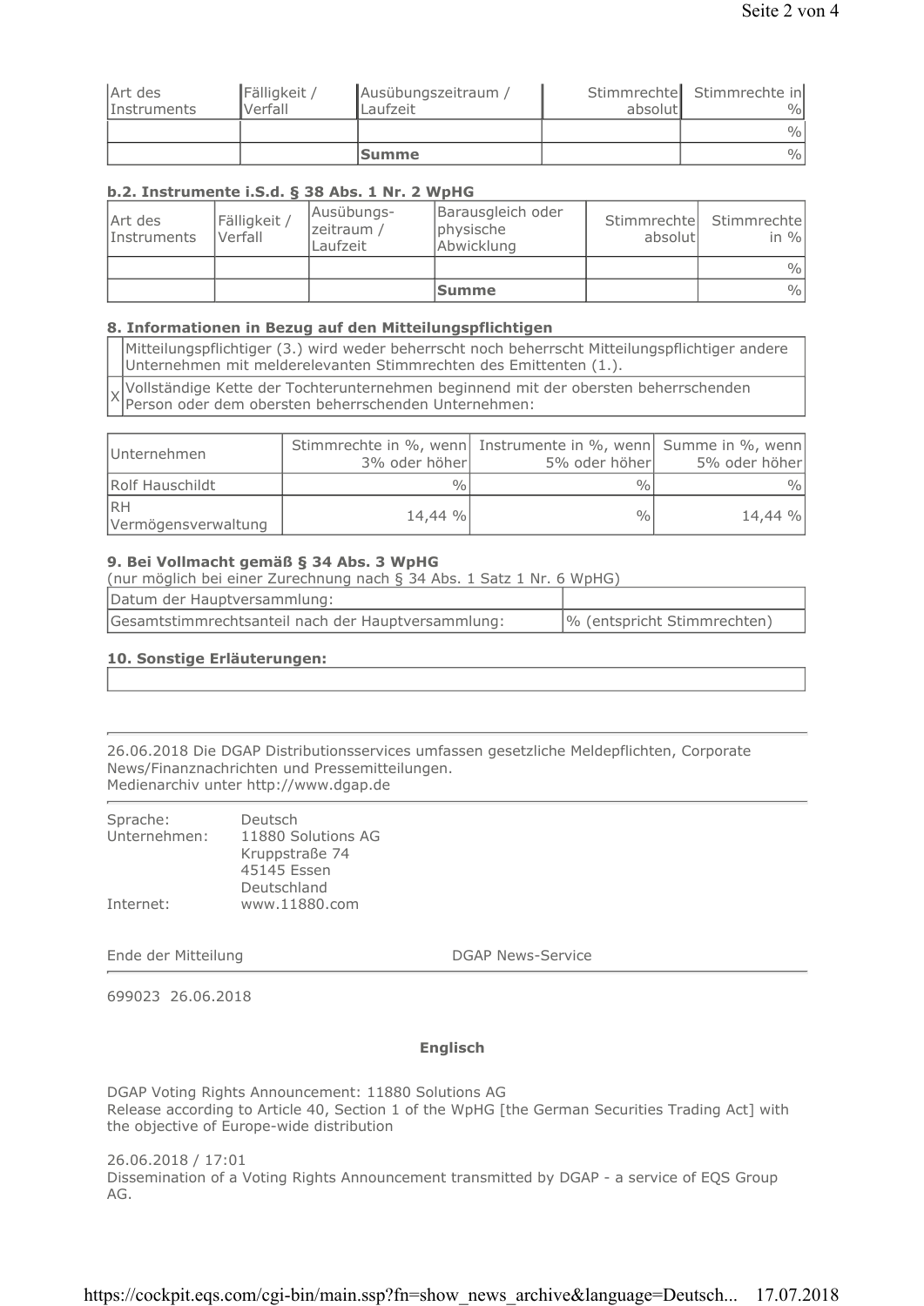| Art des Instruments | Fälligkeit / Verfall | Ausübungszeitraum / Laufzeit | Stimmrechte absolut | Stimmrechte in % |
|---|---|---|---|---|
| | | | | % |
| | | **Summe** | | % |

#### b.2. Instrumente i.S.d. § 38 Abs. 1 Nr. 2 WpHG

| Art des Instruments | Fälligkeit / Verfall | Ausübungs-zeitraum / Laufzeit | Barausgleich oder physische Abwicklung | Stimmrechte absolut | Stimmrechte in % |
|---|---|---|---|---|---|
| | | | | | % |
| | | | **Summe** | | % |

#### 8. Informationen in Bezug auf den Mitteilungspflichtigen

| | |
|---|---|
| | Mitteilungspflichtiger (3.) wird weder beherrscht noch beherrscht Mitteilungspflichtiger andere Unternehmen mit melderelevanten Stimmrechten des Emittenten (1.). |
| X | Vollständige Kette der Tochterunternehmen beginnend mit der obersten beherrschenden Person oder dem obersten beherrschenden Unternehmen: |

| Unternehmen | Stimmrechte in %, wenn 3% oder höher | Instrumente in %, wenn 5% oder höher | Summe in %, wenn 5% oder höher |
|---|---|---|---|
| Rolf Hauschildt | % | % | % |
| RH Vermögensverwaltung | 14,44 % | % | 14,44 % |

#### 9. Bei Vollmacht gemäß § 34 Abs. 3 WpHG

(nur möglich bei einer Zurechnung nach § 34 Abs. 1 Satz 1 Nr. 6 WpHG)

| | |
|---|---|
| Datum der Hauptversammlung: | |
| Gesamtstimmrechtsanteil nach der Hauptversammlung: | % (entspricht Stimmrechten) |

#### 10. Sonstige Erläuterungen:

---

26.06.2018 Die DGAP Distributionsservices umfassen gesetzliche Meldepflichten, Corporate News/Finanznachrichten und Pressemitteilungen.
Medienarchiv unter http://www.dgap.de

---

| | |
|---|---|
| Sprache: | Deutsch |
| Unternehmen: | 11880 Solutions AG<br>Kruppstraße 74<br>45145 Essen<br>Deutschland |
| Internet: | www.11880.com |

Ende der Mitteilung DGAP News-Service

---

699023 26.06.2018

**Englisch**

DGAP Voting Rights Announcement: 11880 Solutions AG
Release according to Article 40, Section 1 of the WpHG [the German Securities Trading Act] with the objective of Europe-wide distribution

26.06.2018 / 17:01
Dissemination of a Voting Rights Announcement transmitted by DGAP - a service of EQS Group AG.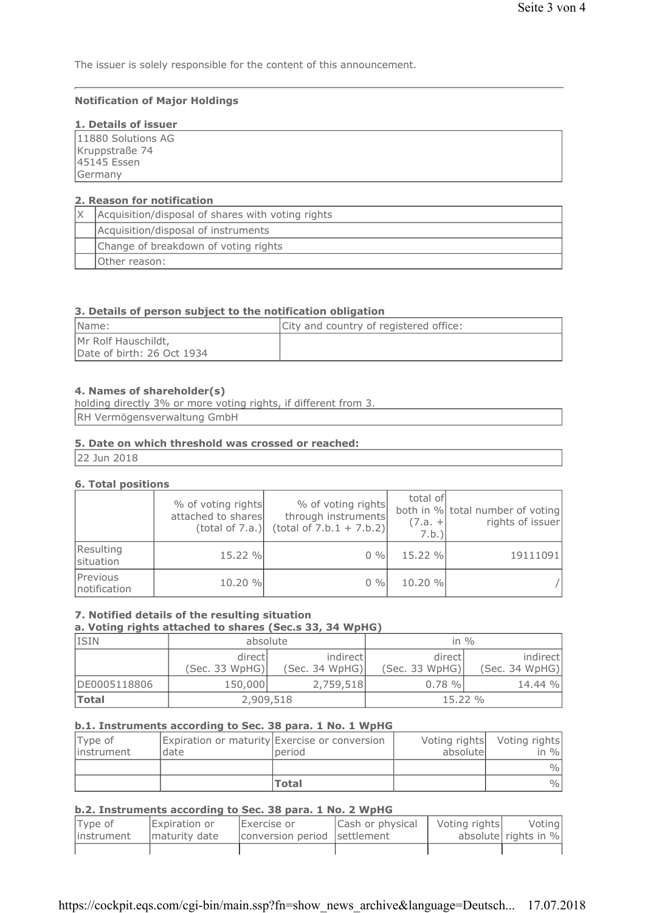The issuer is solely responsible for the content of this announcement.

---

**Notification of Major Holdings**

**1. Details of issuer**

| 11880 Solutions AG<br>Kruppstraße 74<br>45145 Essen<br>Germany |
|---|

**2. Reason for notification**

| | |
|---|---|
| X | Acquisition/disposal of shares with voting rights |
| | Acquisition/disposal of instruments |
| | Change of breakdown of voting rights |
| | Other reason: |

**3. Details of person subject to the notification obligation**

| Name: | City and country of registered office: |
|---|---|
| Mr Rolf Hauschildt,<br>Date of birth: 26 Oct 1934 | |

**4. Names of shareholder(s)**

holding directly 3% or more voting rights, if different from 3.

| RH Vermögensverwaltung GmbH |
|---|

**5. Date on which threshold was crossed or reached:**

| 22 Jun 2018 |
|---|

**6. Total positions**

| | % of voting rights attached to shares (total of 7.a.) | % of voting rights through instruments (total of 7.b.1 + 7.b.2) | total of both in % (7.a. + 7.b.) | total number of voting rights of issuer |
|---|---|---|---|---|
| Resulting situation | 15.22 % | 0 % | 15.22 % | 19111091 |
| Previous notification | 10.20 % | 0 % | 10.20 % | / |

**7. Notified details of the resulting situation**

**a. Voting rights attached to shares (Sec.s 33, 34 WpHG)**

| ISIN | absolute | | in % | |
|---|---|---|---|---|
| | direct (Sec. 33 WpHG) | indirect (Sec. 34 WpHG) | direct (Sec. 33 WpHG) | indirect (Sec. 34 WpHG) |
| DE0005118806 | 150,000 | 2,759,518 | 0.78 % | 14.44 % |
| **Total** | 2,909,518 | | 15.22 % | |

**b.1. Instruments according to Sec. 38 para. 1 No. 1 WpHG**

| Type of instrument | Expiration or maturity date | Exercise or conversion period | Voting rights absolute | Voting rights in % |
|---|---|---|---|---|
| | | | | % |
| | | **Total** | | % |

**b.2. Instruments according to Sec. 38 para. 1 No. 2 WpHG**

| Type of instrument | Expiration or maturity date | Exercise or conversion period | Cash or physical settlement | Voting rights absolute | Voting rights in % |
|---|---|---|---|---|---|
| | | | | | |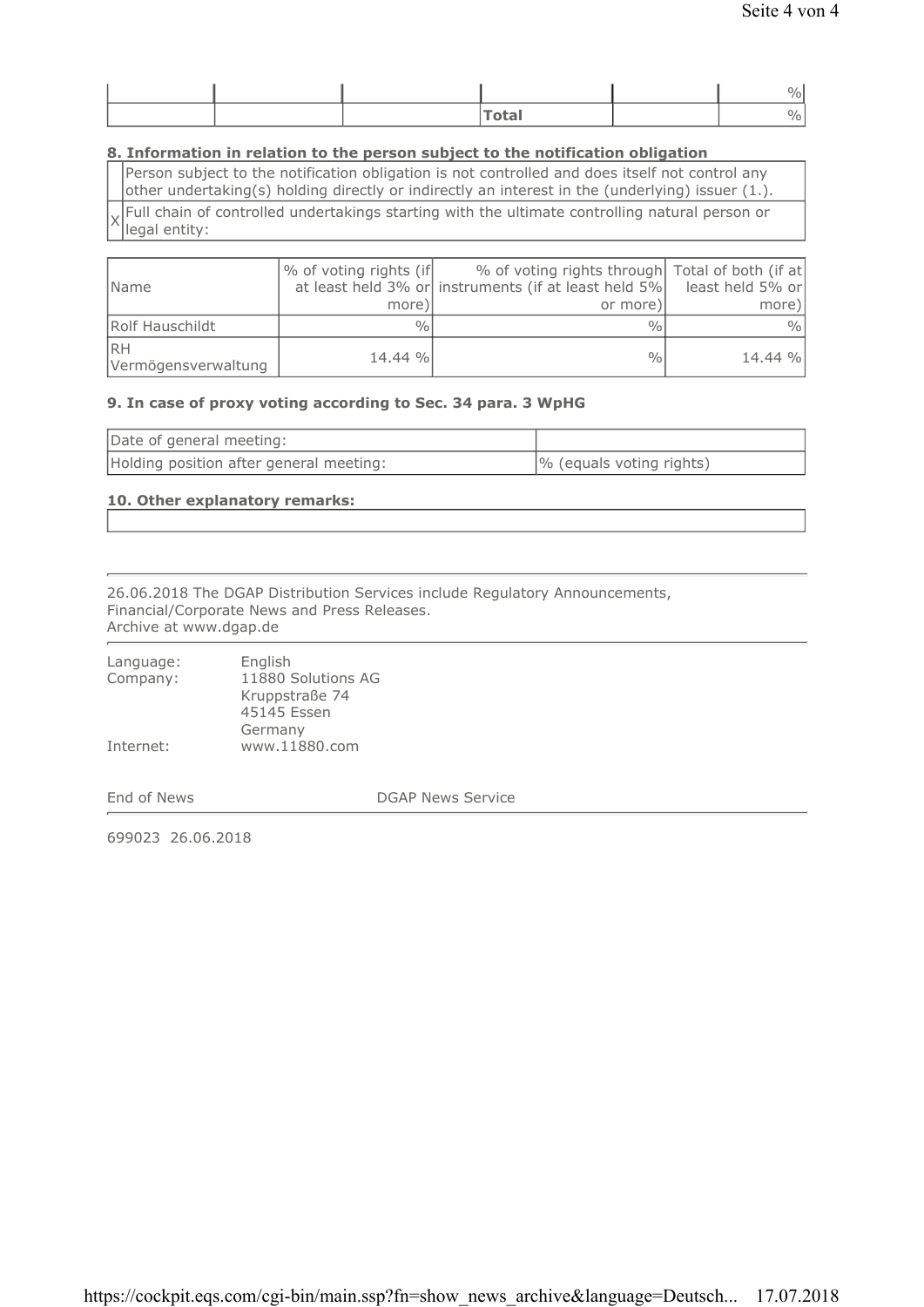| | | | | | |
|---|---|---|---|---|---|
| | | | | | % |
| | | | **Total** | | % |

**8. Information in relation to the person subject to the notification obligation**

| | |
|---|---|
| | Person subject to the notification obligation is not controlled and does itself not control any other undertaking(s) holding directly or indirectly an interest in the (underlying) issuer (1.). |
| X | Full chain of controlled undertakings starting with the ultimate controlling natural person or legal entity: |

| Name | % of voting rights (if at least held 3% or more) | % of voting rights through instruments (if at least held 5% or more) | Total of both (if at least held 5% or more) |
|---|---|---|---|
| Rolf Hauschildt | % | % | % |
| RH Vermögensverwaltung | 14.44 % | % | 14.44 % |

**9. In case of proxy voting according to Sec. 34 para. 3 WpHG**

| | |
|---|---|
| Date of general meeting: | |
| Holding position after general meeting: | % (equals voting rights) |

**10. Other explanatory remarks:**

---

26.06.2018 The DGAP Distribution Services include Regulatory Announcements, Financial/Corporate News and Press Releases.
Archive at www.dgap.de

---

| | |
|---|---|
| Language: | English |
| Company: | 11880 Solutions AG<br>Kruppstraße 74<br>45145 Essen<br>Germany |
| Internet: | www.11880.com |

End of News DGAP News Service

---

699023 26.06.2018